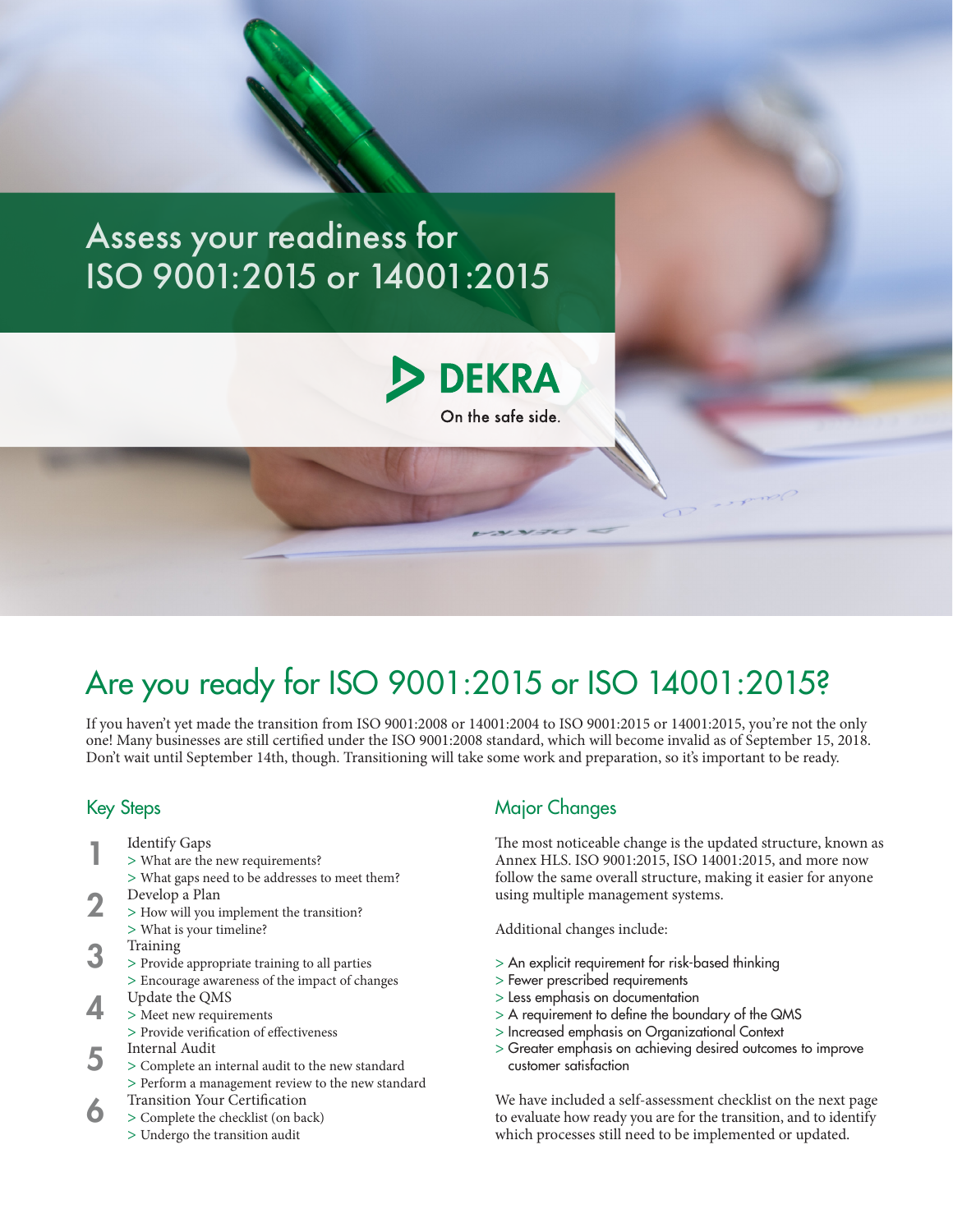# Assess your readiness for ISO 9001:2015 or 14001:2015

DEKRA

On the safe side.

## Are you ready for ISO 9001:2015 or ISO 14001:2015?

If you haven't yet made the transition from ISO 9001:2008 or 14001:2004 to ISO 9001:2015 or 14001:2015, you're not the only one! Many businesses are still certified under the ISO 9001:2008 standard, which will become invalid as of September 15, 2018. Don't wait until September 14th, though. Transitioning will take some work and preparation, so it's important to be ready.

### Key Steps

1. Identify Gaps
   - > What are the new requirements?
   - > What gaps need to be addresses to meet them?
2. Develop a Plan
   - > How will you implement the transition?
   - > What is your timeline?
3. Training
   - > Provide appropriate training to all parties
   - > Encourage awareness of the impact of changes
4. Update the QMS
   - > Meet new requirements
   - > Provide verification of effectiveness
5. Internal Audit
   - > Complete an internal audit to the new standard
   - > Perform a management review to the new standard
6. Transition Your Certification
   - > Complete the checklist (on back)
   - > Undergo the transition audit

### Major Changes

The most noticeable change is the updated structure, known as Annex HLS. ISO 9001:2015, ISO 14001:2015, and more now follow the same overall structure, making it easier for anyone using multiple management systems.

Additional changes include:

- > An explicit requirement for risk-based thinking
- > Fewer prescribed requirements
- > Less emphasis on documentation
- > A requirement to define the boundary of the QMS
- > Increased emphasis on Organizational Context
- > Greater emphasis on achieving desired outcomes to improve customer satisfaction

We have included a self-assessment checklist on the next page to evaluate how ready you are for the transition, and to identify which processes still need to be implemented or updated.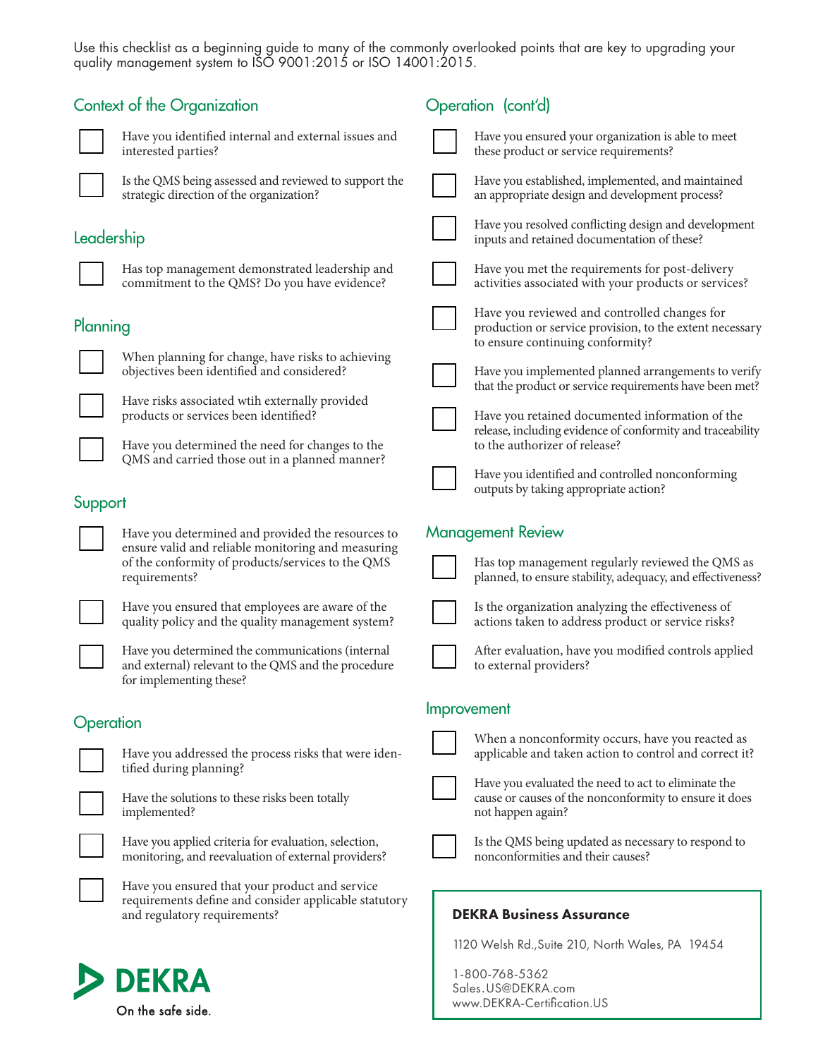Use this checklist as a beginning guide to many of the commonly overlooked points that are key to upgrading your quality management system to ISO 9001:2015 or ISO 14001:2015.

## Context of the Organization

- [ ] Have you identified internal and external issues and interested parties?
- [ ] Is the QMS being assessed and reviewed to support the strategic direction of the organization?

## Leadership

- [ ] Has top management demonstrated leadership and commitment to the QMS? Do you have evidence?

## Planning

- [ ] When planning for change, have risks to achieving objectives been identified and considered?
- [ ] Have risks associated wtih externally provided products or services been identified?
- [ ] Have you determined the need for changes to the QMS and carried those out in a planned manner?

## Support

- [ ] Have you determined and provided the resources to ensure valid and reliable monitoring and measuring of the conformity of products/services to the QMS requirements?
- [ ] Have you ensured that employees are aware of the quality policy and the quality management system?
- [ ] Have you determined the communications (internal and external) relevant to the QMS and the procedure for implementing these?

## Operation

- [ ] Have you addressed the process risks that were identified during planning?
- [ ] Have the solutions to these risks been totally implemented?
- [ ] Have you applied criteria for evaluation, selection, monitoring, and reevaluation of external providers?
- [ ] Have you ensured that your product and service requirements define and consider applicable statutory and regulatory requirements?

## Operation (cont'd)

- [ ] Have you ensured your organization is able to meet these product or service requirements?
- [ ] Have you established, implemented, and maintained an appropriate design and development process?
- [ ] Have you resolved conflicting design and development inputs and retained documentation of these?
- [ ] Have you met the requirements for post-delivery activities associated with your products or services?
- [ ] Have you reviewed and controlled changes for production or service provision, to the extent necessary to ensure continuing conformity?
- [ ] Have you implemented planned arrangements to verify that the product or service requirements have been met?
- [ ] Have you retained documented information of the release, including evidence of conformity and traceability to the authorizer of release?
- [ ] Have you identified and controlled nonconforming outputs by taking appropriate action?

## Management Review

- [ ] Has top management regularly reviewed the QMS as planned, to ensure stability, adequacy, and effectiveness?
- [ ] Is the organization analyzing the effectiveness of actions taken to address product or service risks?
- [ ] After evaluation, have you modified controls applied to external providers?

## Improvement

- [ ] When a nonconformity occurs, have you reacted as applicable and taken action to control and correct it?
- [ ] Have you evaluated the need to act to eliminate the cause or causes of the nonconformity to ensure it does not happen again?
- [ ] Is the QMS being updated as necessary to respond to nonconformities and their causes?

DEKRA

On the safe side.

**DEKRA Business Assurance**

1120 Welsh Rd.,Suite 210, North Wales, PA 19454

1-800-768-5362
Sales.US@DEKRA.com
www.DEKRA-Certification.US